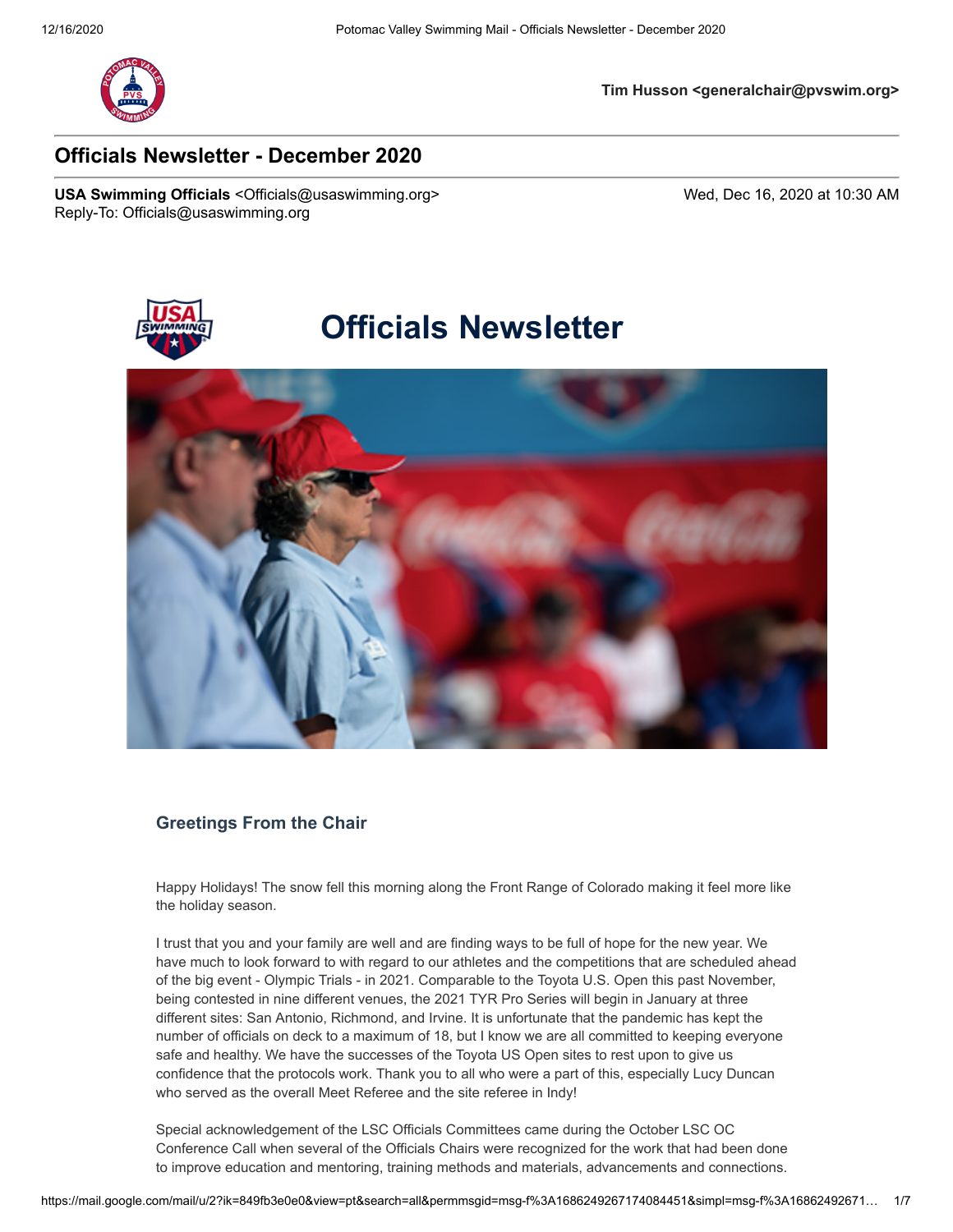Tim Husson <generalchair@pvswim.org>

# Officials Newsletter - December 2020

**USA Swimming Officials** <Officials@usaswimming.org>
Reply-To: Officials@usaswimming.org

Wed, Dec 16, 2020 at 10:30 AM

## Officials Newsletter

### Greetings From the Chair

Happy Holidays! The snow fell this morning along the Front Range of Colorado making it feel more like the holiday season.

I trust that you and your family are well and are finding ways to be full of hope for the new year. We have much to look forward to with regard to our athletes and the competitions that are scheduled ahead of the big event - Olympic Trials - in 2021. Comparable to the Toyota U.S. Open this past November, being contested in nine different venues, the 2021 TYR Pro Series will begin in January at three different sites: San Antonio, Richmond, and Irvine. It is unfortunate that the pandemic has kept the number of officials on deck to a maximum of 18, but I know we are all committed to keeping everyone safe and healthy. We have the successes of the Toyota US Open sites to rest upon to give us confidence that the protocols work. Thank you to all who were a part of this, especially Lucy Duncan who served as the overall Meet Referee and the site referee in Indy!

Special acknowledgement of the LSC Officials Committees came during the October LSC OC Conference Call when several of the Officials Chairs were recognized for the work that had been done to improve education and mentoring, training methods and materials, advancements and connections.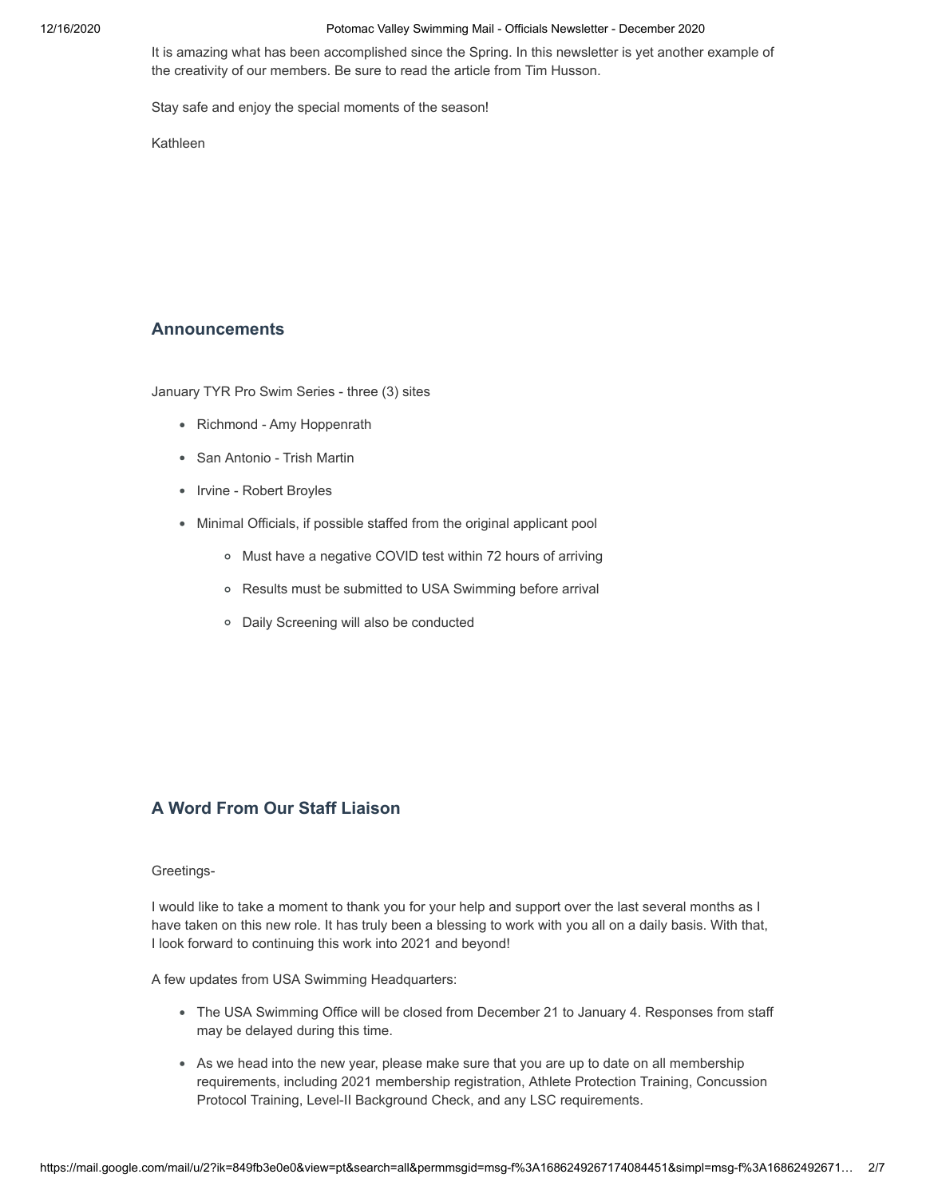It is amazing what has been accomplished since the Spring. In this newsletter is yet another example of the creativity of our members. Be sure to read the article from Tim Husson.

Stay safe and enjoy the special moments of the season!

Kathleen

## Announcements

January TYR Pro Swim Series - three (3) sites

- Richmond - Amy Hoppenrath
- San Antonio - Trish Martin
- Irvine - Robert Broyles
- Minimal Officials, if possible staffed from the original applicant pool
    - Must have a negative COVID test within 72 hours of arriving
    - Results must be submitted to USA Swimming before arrival
    - Daily Screening will also be conducted

## A Word From Our Staff Liaison

Greetings-

I would like to take a moment to thank you for your help and support over the last several months as I have taken on this new role. It has truly been a blessing to work with you all on a daily basis. With that, I look forward to continuing this work into 2021 and beyond!

A few updates from USA Swimming Headquarters:

- The USA Swimming Office will be closed from December 21 to January 4. Responses from staff may be delayed during this time.
- As we head into the new year, please make sure that you are up to date on all membership requirements, including 2021 membership registration, Athlete Protection Training, Concussion Protocol Training, Level-II Background Check, and any LSC requirements.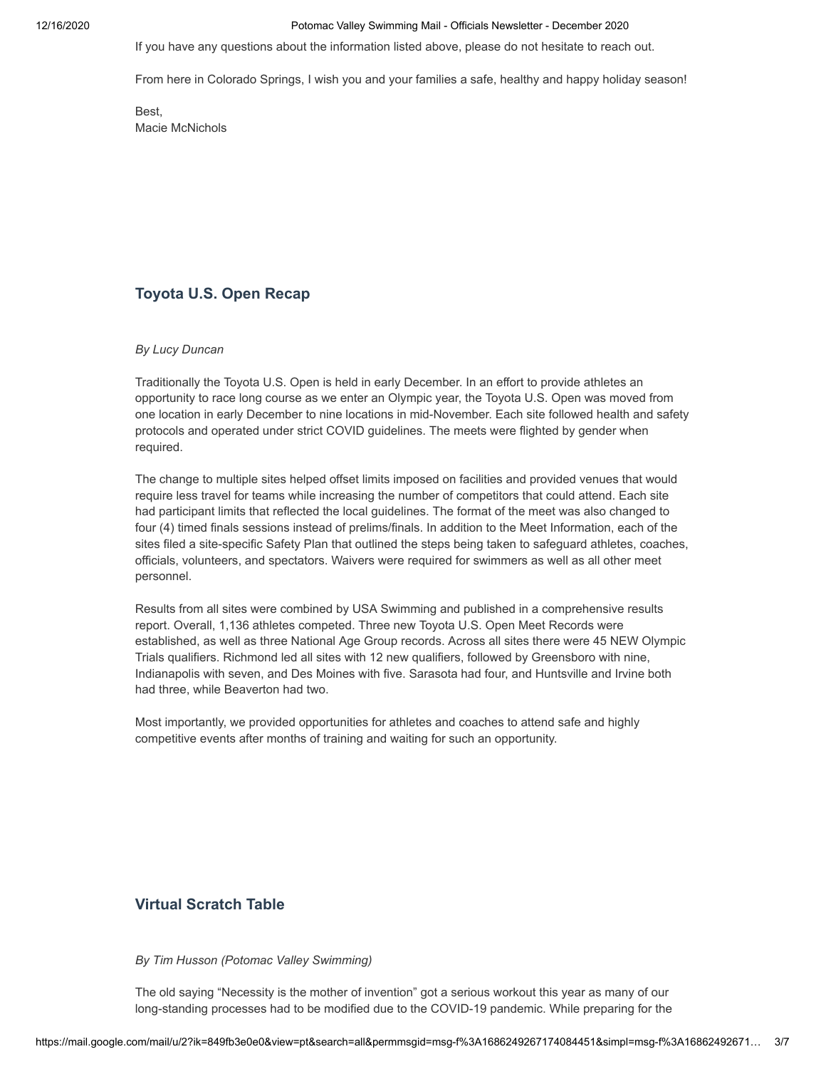If you have any questions about the information listed above, please do not hesitate to reach out.

From here in Colorado Springs, I wish you and your families a safe, healthy and happy holiday season!

Best,
Macie McNichols

## Toyota U.S. Open Recap

*By Lucy Duncan*

Traditionally the Toyota U.S. Open is held in early December. In an effort to provide athletes an opportunity to race long course as we enter an Olympic year, the Toyota U.S. Open was moved from one location in early December to nine locations in mid-November. Each site followed health and safety protocols and operated under strict COVID guidelines. The meets were flighted by gender when required.

The change to multiple sites helped offset limits imposed on facilities and provided venues that would require less travel for teams while increasing the number of competitors that could attend. Each site had participant limits that reflected the local guidelines. The format of the meet was also changed to four (4) timed finals sessions instead of prelims/finals. In addition to the Meet Information, each of the sites filed a site-specific Safety Plan that outlined the steps being taken to safeguard athletes, coaches, officials, volunteers, and spectators. Waivers were required for swimmers as well as all other meet personnel.

Results from all sites were combined by USA Swimming and published in a comprehensive results report. Overall, 1,136 athletes competed. Three new Toyota U.S. Open Meet Records were established, as well as three National Age Group records. Across all sites there were 45 NEW Olympic Trials qualifiers. Richmond led all sites with 12 new qualifiers, followed by Greensboro with nine, Indianapolis with seven, and Des Moines with five. Sarasota had four, and Huntsville and Irvine both had three, while Beaverton had two.

Most importantly, we provided opportunities for athletes and coaches to attend safe and highly competitive events after months of training and waiting for such an opportunity.

## Virtual Scratch Table

*By Tim Husson (Potomac Valley Swimming)*

The old saying “Necessity is the mother of invention” got a serious workout this year as many of our long-standing processes had to be modified due to the COVID-19 pandemic. While preparing for the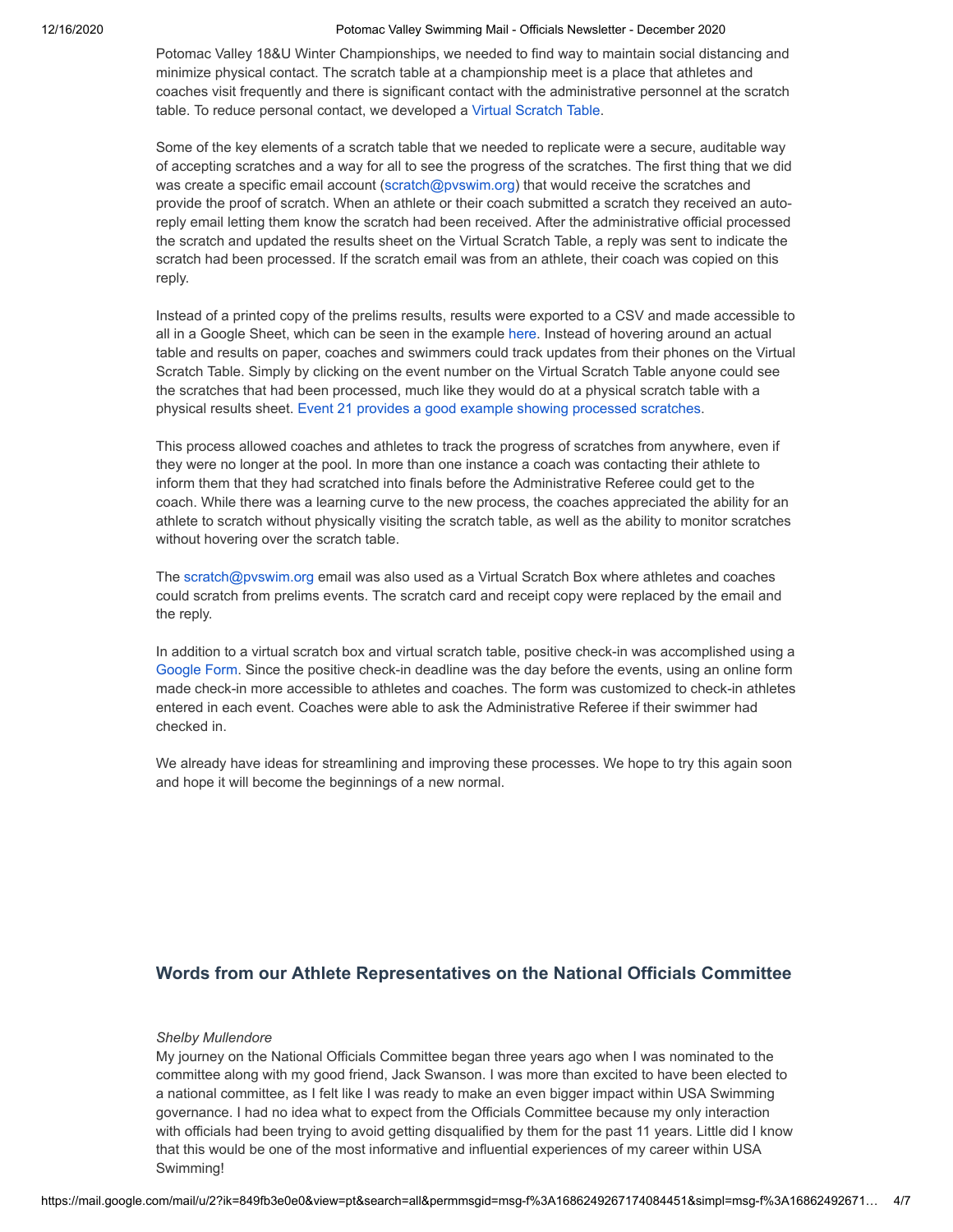Potomac Valley 18&U Winter Championships, we needed to find way to maintain social distancing and minimize physical contact. The scratch table at a championship meet is a place that athletes and coaches visit frequently and there is significant contact with the administrative personnel at the scratch table. To reduce personal contact, we developed a Virtual Scratch Table.

Some of the key elements of a scratch table that we needed to replicate were a secure, auditable way of accepting scratches and a way for all to see the progress of the scratches. The first thing that we did was create a specific email account (scratch@pvswim.org) that would receive the scratches and provide the proof of scratch. When an athlete or their coach submitted a scratch they received an auto-reply email letting them know the scratch had been received. After the administrative official processed the scratch and updated the results sheet on the Virtual Scratch Table, a reply was sent to indicate the scratch had been processed. If the scratch email was from an athlete, their coach was copied on this reply.

Instead of a printed copy of the prelims results, results were exported to a CSV and made accessible to all in a Google Sheet, which can be seen in the example here. Instead of hovering around an actual table and results on paper, coaches and swimmers could track updates from their phones on the Virtual Scratch Table. Simply by clicking on the event number on the Virtual Scratch Table anyone could see the scratches that had been processed, much like they would do at a physical scratch table with a physical results sheet. Event 21 provides a good example showing processed scratches.

This process allowed coaches and athletes to track the progress of scratches from anywhere, even if they were no longer at the pool. In more than one instance a coach was contacting their athlete to inform them that they had scratched into finals before the Administrative Referee could get to the coach. While there was a learning curve to the new process, the coaches appreciated the ability for an athlete to scratch without physically visiting the scratch table, as well as the ability to monitor scratches without hovering over the scratch table.

The scratch@pvswim.org email was also used as a Virtual Scratch Box where athletes and coaches could scratch from prelims events. The scratch card and receipt copy were replaced by the email and the reply.

In addition to a virtual scratch box and virtual scratch table, positive check-in was accomplished using a Google Form. Since the positive check-in deadline was the day before the events, using an online form made check-in more accessible to athletes and coaches. The form was customized to check-in athletes entered in each event. Coaches were able to ask the Administrative Referee if their swimmer had checked in.

We already have ideas for streamlining and improving these processes. We hope to try this again soon and hope it will become the beginnings of a new normal.

## Words from our Athlete Representatives on the National Officials Committee

*Shelby Mullendore*

My journey on the National Officials Committee began three years ago when I was nominated to the committee along with my good friend, Jack Swanson. I was more than excited to have been elected to a national committee, as I felt like I was ready to make an even bigger impact within USA Swimming governance. I had no idea what to expect from the Officials Committee because my only interaction with officials had been trying to avoid getting disqualified by them for the past 11 years. Little did I know that this would be one of the most informative and influential experiences of my career within USA Swimming!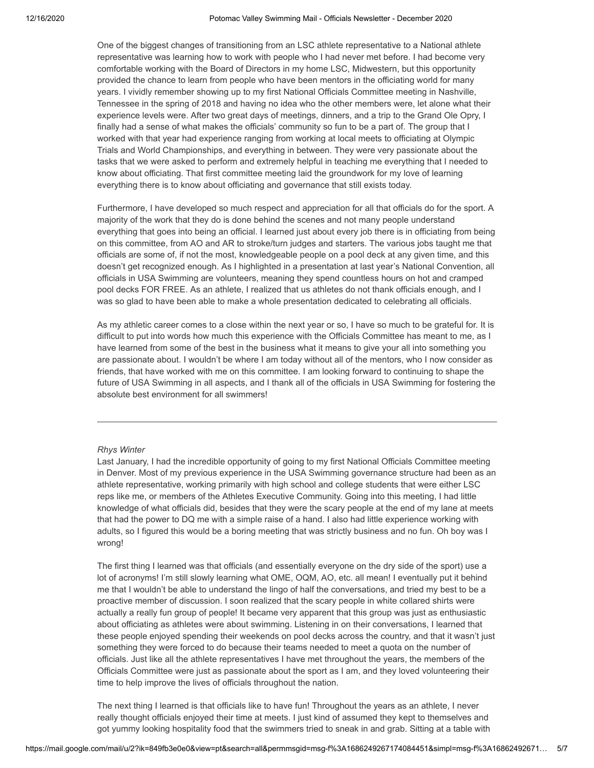One of the biggest changes of transitioning from an LSC athlete representative to a National athlete representative was learning how to work with people who I had never met before. I had become very comfortable working with the Board of Directors in my home LSC, Midwestern, but this opportunity provided the chance to learn from people who have been mentors in the officiating world for many years. I vividly remember showing up to my first National Officials Committee meeting in Nashville, Tennessee in the spring of 2018 and having no idea who the other members were, let alone what their experience levels were. After two great days of meetings, dinners, and a trip to the Grand Ole Opry, I finally had a sense of what makes the officials' community so fun to be a part of. The group that I worked with that year had experience ranging from working at local meets to officiating at Olympic Trials and World Championships, and everything in between. They were very passionate about the tasks that we were asked to perform and extremely helpful in teaching me everything that I needed to know about officiating. That first committee meeting laid the groundwork for my love of learning everything there is to know about officiating and governance that still exists today.

Furthermore, I have developed so much respect and appreciation for all that officials do for the sport. A majority of the work that they do is done behind the scenes and not many people understand everything that goes into being an official. I learned just about every job there is in officiating from being on this committee, from AO and AR to stroke/turn judges and starters. The various jobs taught me that officials are some of, if not the most, knowledgeable people on a pool deck at any given time, and this doesn't get recognized enough. As I highlighted in a presentation at last year's National Convention, all officials in USA Swimming are volunteers, meaning they spend countless hours on hot and cramped pool decks FOR FREE. As an athlete, I realized that us athletes do not thank officials enough, and I was so glad to have been able to make a whole presentation dedicated to celebrating all officials.

As my athletic career comes to a close within the next year or so, I have so much to be grateful for. It is difficult to put into words how much this experience with the Officials Committee has meant to me, as I have learned from some of the best in the business what it means to give your all into something you are passionate about. I wouldn't be where I am today without all of the mentors, who I now consider as friends, that have worked with me on this committee. I am looking forward to continuing to shape the future of USA Swimming in all aspects, and I thank all of the officials in USA Swimming for fostering the absolute best environment for all swimmers!

---

*Rhys Winter*

Last January, I had the incredible opportunity of going to my first National Officials Committee meeting in Denver. Most of my previous experience in the USA Swimming governance structure had been as an athlete representative, working primarily with high school and college students that were either LSC reps like me, or members of the Athletes Executive Community. Going into this meeting, I had little knowledge of what officials did, besides that they were the scary people at the end of my lane at meets that had the power to DQ me with a simple raise of a hand. I also had little experience working with adults, so I figured this would be a boring meeting that was strictly business and no fun. Oh boy was I wrong!

The first thing I learned was that officials (and essentially everyone on the dry side of the sport) use a lot of acronyms! I'm still slowly learning what OME, OQM, AO, etc. all mean! I eventually put it behind me that I wouldn't be able to understand the lingo of half the conversations, and tried my best to be a proactive member of discussion. I soon realized that the scary people in white collared shirts were actually a really fun group of people! It became very apparent that this group was just as enthusiastic about officiating as athletes were about swimming. Listening in on their conversations, I learned that these people enjoyed spending their weekends on pool decks across the country, and that it wasn't just something they were forced to do because their teams needed to meet a quota on the number of officials. Just like all the athlete representatives I have met throughout the years, the members of the Officials Committee were just as passionate about the sport as I am, and they loved volunteering their time to help improve the lives of officials throughout the nation.

The next thing I learned is that officials like to have fun! Throughout the years as an athlete, I never really thought officials enjoyed their time at meets. I just kind of assumed they kept to themselves and got yummy looking hospitality food that the swimmers tried to sneak in and grab. Sitting at a table with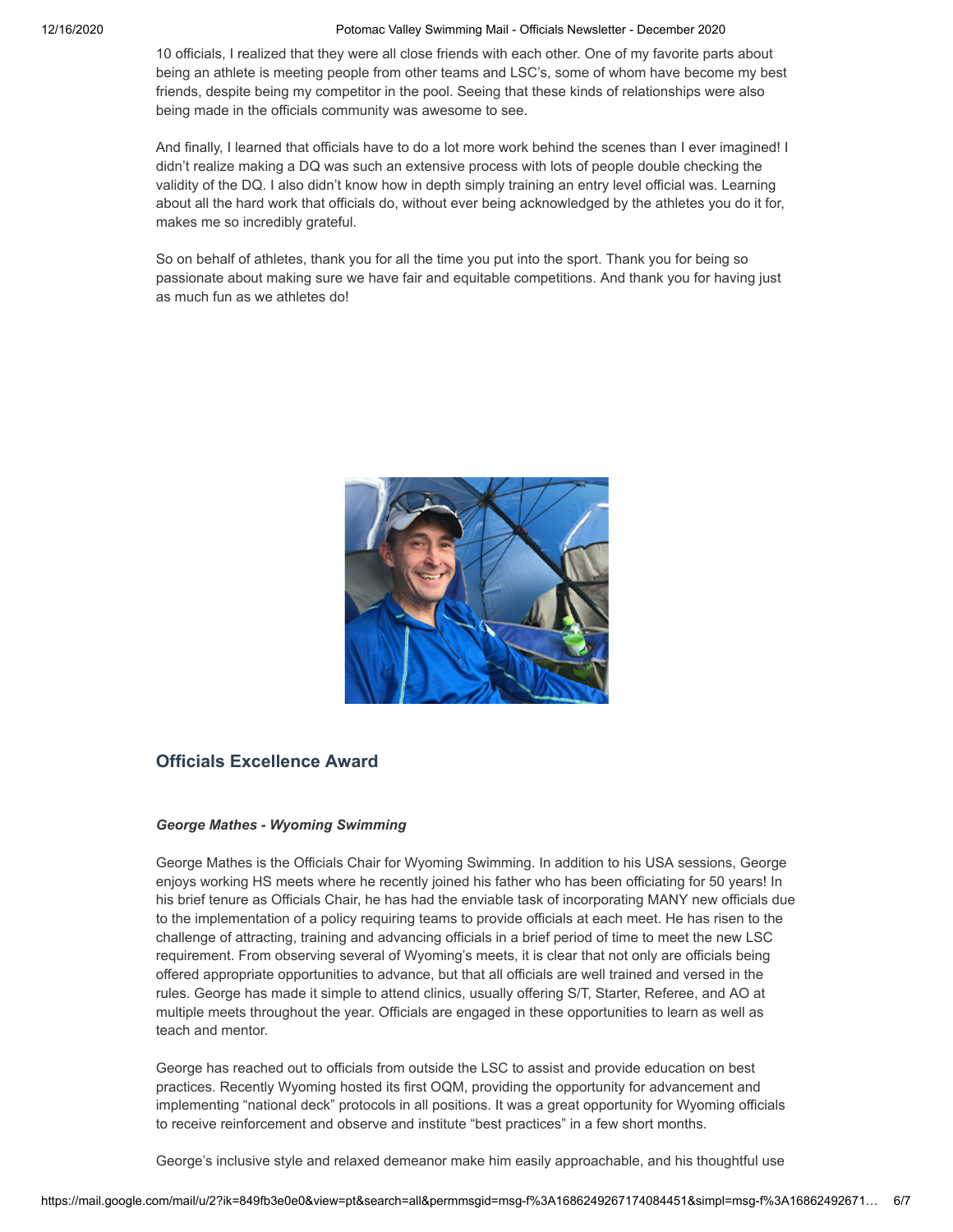10 officials, I realized that they were all close friends with each other. One of my favorite parts about being an athlete is meeting people from other teams and LSC's, some of whom have become my best friends, despite being my competitor in the pool. Seeing that these kinds of relationships were also being made in the officials community was awesome to see.

And finally, I learned that officials have to do a lot more work behind the scenes than I ever imagined! I didn't realize making a DQ was such an extensive process with lots of people double checking the validity of the DQ. I also didn't know how in depth simply training an entry level official was. Learning about all the hard work that officials do, without ever being acknowledged by the athletes you do it for, makes me so incredibly grateful.

So on behalf of athletes, thank you for all the time you put into the sport. Thank you for being so passionate about making sure we have fair and equitable competitions. And thank you for having just as much fun as we athletes do!

## Officials Excellence Award

***George Mathes - Wyoming Swimming***

George Mathes is the Officials Chair for Wyoming Swimming. In addition to his USA sessions, George enjoys working HS meets where he recently joined his father who has been officiating for 50 years! In his brief tenure as Officials Chair, he has had the enviable task of incorporating MANY new officials due to the implementation of a policy requiring teams to provide officials at each meet. He has risen to the challenge of attracting, training and advancing officials in a brief period of time to meet the new LSC requirement. From observing several of Wyoming's meets, it is clear that not only are officials being offered appropriate opportunities to advance, but that all officials are well trained and versed in the rules. George has made it simple to attend clinics, usually offering S/T, Starter, Referee, and AO at multiple meets throughout the year. Officials are engaged in these opportunities to learn as well as teach and mentor.

George has reached out to officials from outside the LSC to assist and provide education on best practices. Recently Wyoming hosted its first OQM, providing the opportunity for advancement and implementing "national deck" protocols in all positions. It was a great opportunity for Wyoming officials to receive reinforcement and observe and institute "best practices" in a few short months.

George's inclusive style and relaxed demeanor make him easily approachable, and his thoughtful use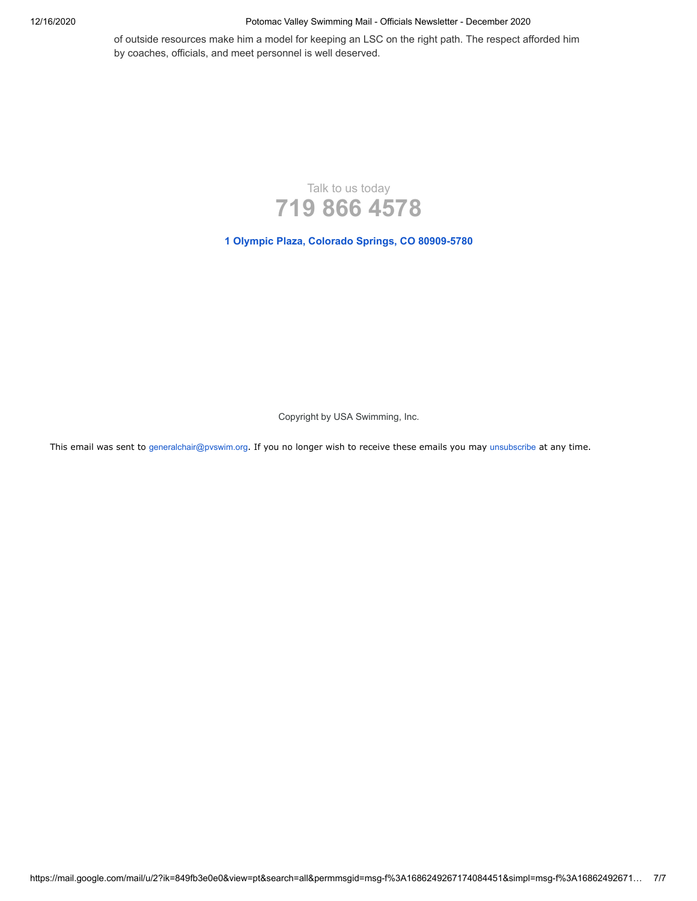of outside resources make him a model for keeping an LSC on the right path. The respect afforded him by coaches, officials, and meet personnel is well deserved.

Talk to us today

**719 866 4578**

**1 Olympic Plaza, Colorado Springs, CO 80909-5780**

Copyright by USA Swimming, Inc.

This email was sent to generalchair@pvswim.org. If you no longer wish to receive these emails you may unsubscribe at any time.